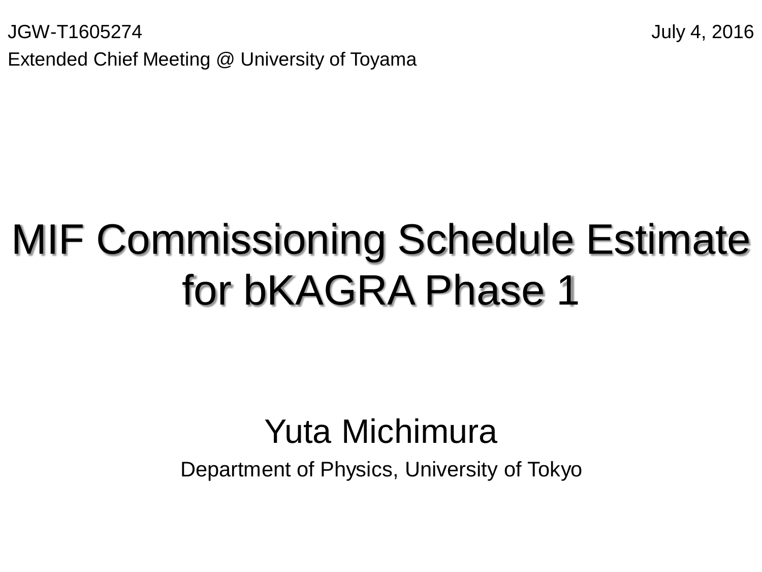JGW-T1605274 July 4, 2016

Extended Chief Meeting @ University of Toyama

# MIF Commissioning Schedule Estimate for bKAGRA Phase 1

Yuta Michimura

Department of Physics, University of Tokyo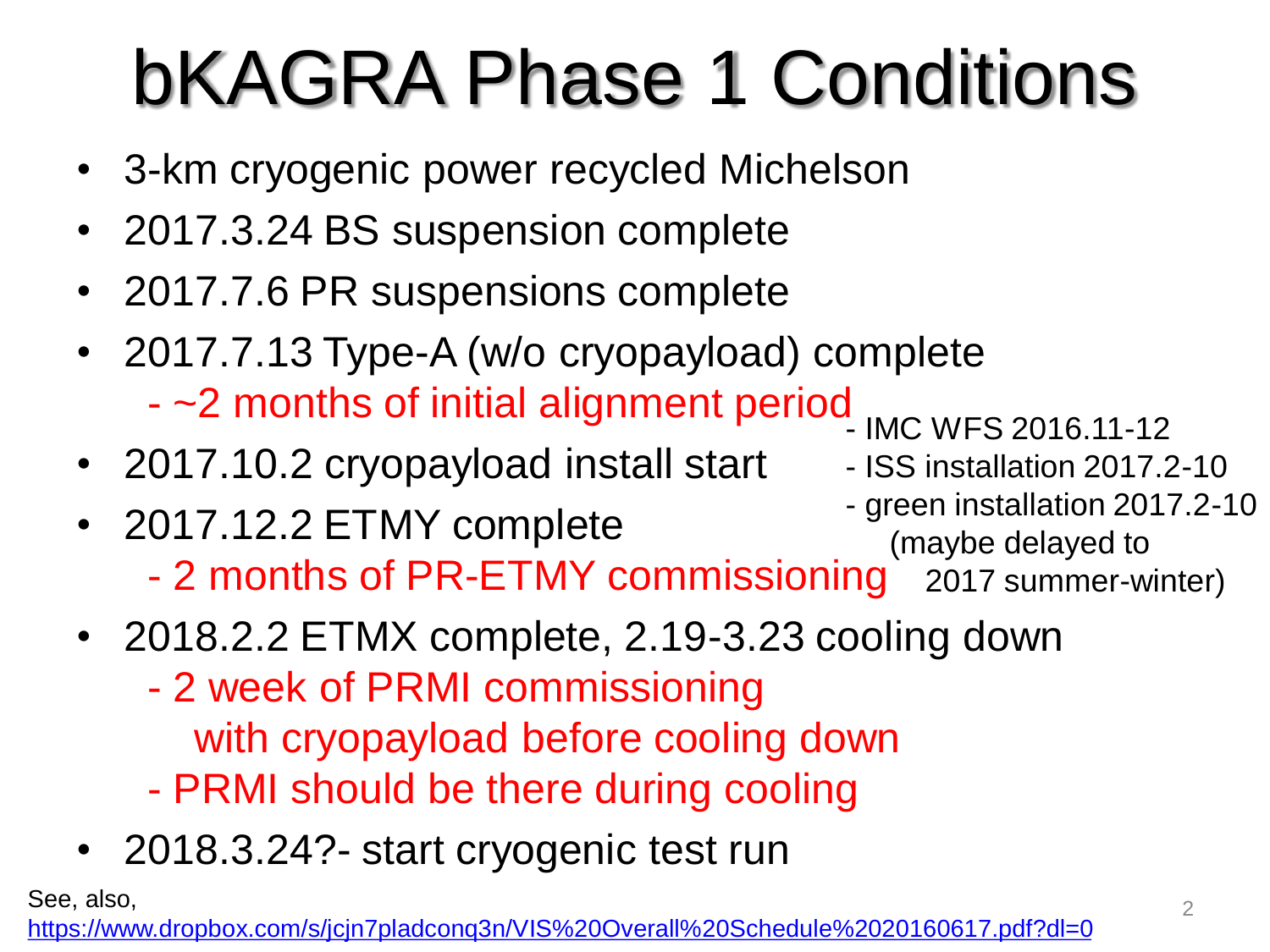# bKAGRA Phase 1 Conditions

- 3-km cryogenic power recycled Michelson
- 2017.3.24 BS suspension complete
- 2017.7.6 PR suspensions complete
- 2017.7.13 Type-A (w/o cryopayload) complete
  - ~2 months of initial alignment period
- 2017.10.2 cryopayload install start
- 2017.12.2 ETMY complete
  - 2 months of PR-ETMY commissioning

- IMC WFS 2016.11-12
- ISS installation 2017.2-10
- green installation 2017.2-10 (maybe delayed to 2017 summer-winter)

- 2018.2.2 ETMX complete, 2.19-3.23 cooling down
  - 2 week of PRMI commissioning with cryopayload before cooling down
  - PRMI should be there during cooling
- 2018.3.24?- start cryogenic test run

See, also,
https://www.dropbox.com/s/jcjn7pladconq3n/VIS%20Overall%20Schedule%2020160617.pdf?dl=0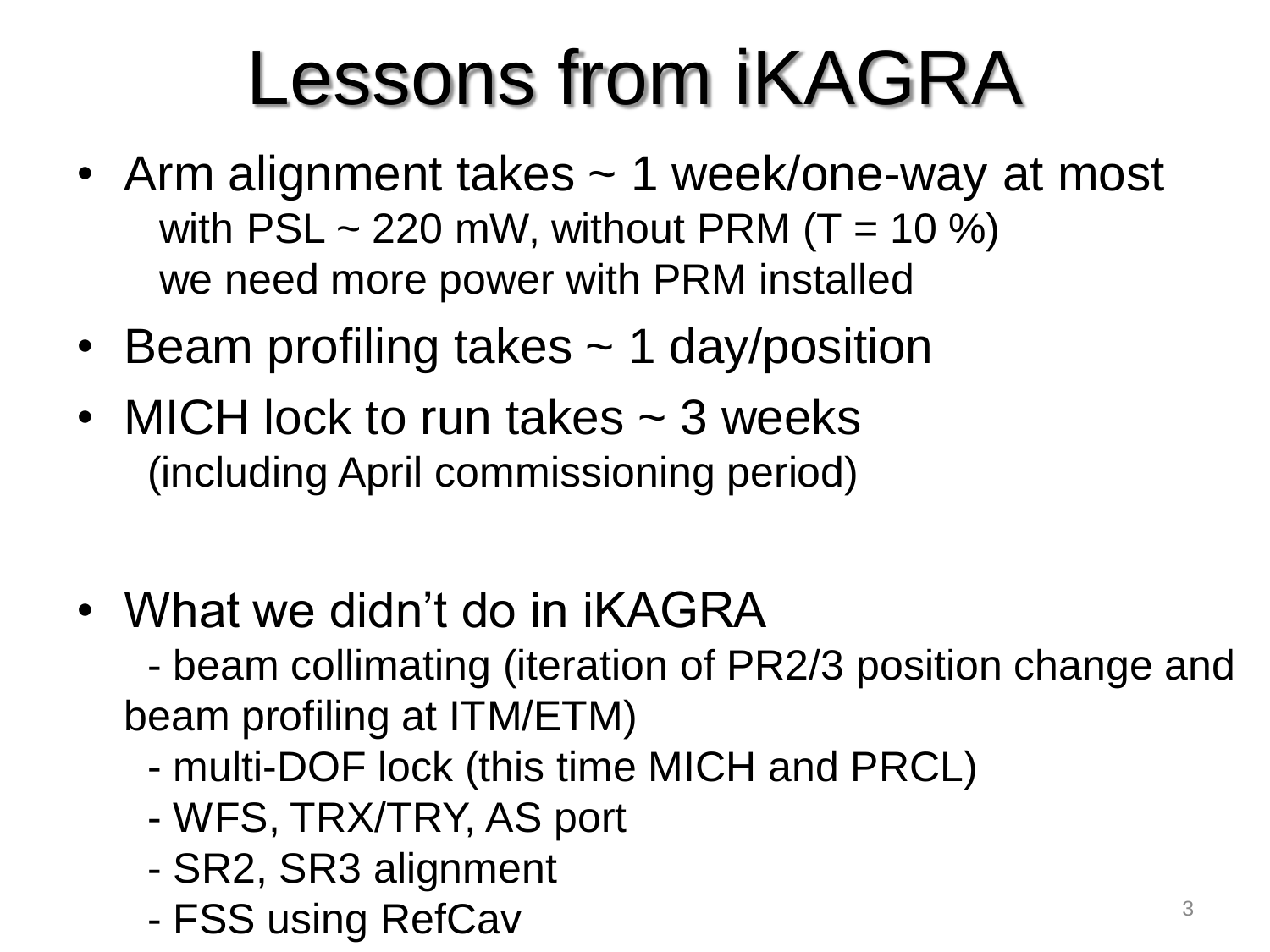# Lessons from iKAGRA

- Arm alignment takes ~ 1 week/one-way at most
  with PSL ~ 220 mW, without PRM (T = 10 %)
  we need more power with PRM installed
- Beam profiling takes ~ 1 day/position
- MICH lock to run takes ~ 3 weeks
  (including April commissioning period)

- What we didn't do in iKAGRA
  - beam collimating (iteration of PR2/3 position change and beam profiling at ITM/ETM)
  - multi-DOF lock (this time MICH and PRCL)
  - WFS, TRX/TRY, AS port
  - SR2, SR3 alignment
  - FSS using RefCav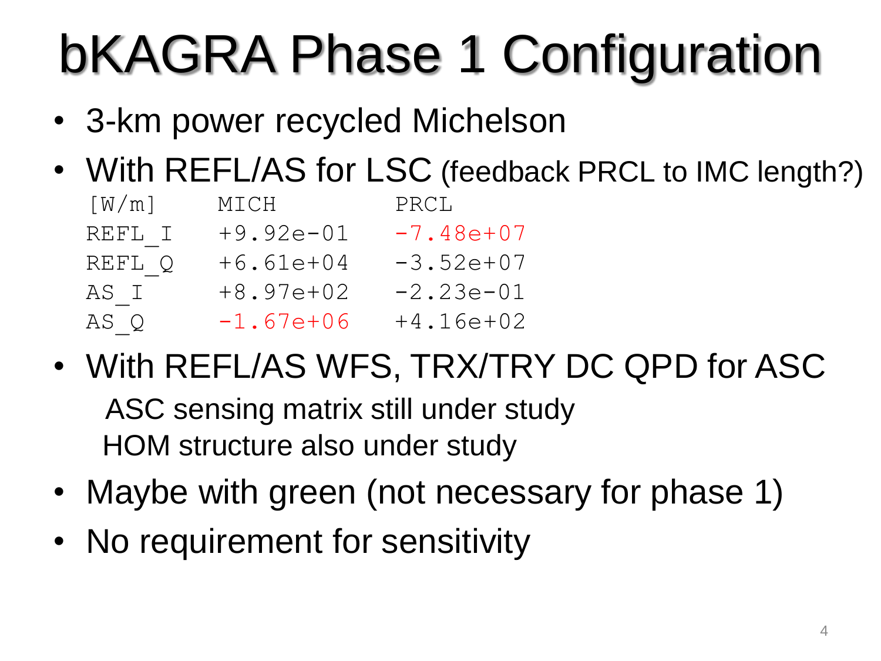# bKAGRA Phase 1 Configuration

- 3-km power recycled Michelson
- With REFL/AS for LSC (feedback PRCL to IMC length?)

| [W/m] | MICH | PRCL |
| --- | --- | --- |
| REFL_I | +9.92e-01 | -7.48e+07 |
| REFL_Q | +6.61e+04 | -3.52e+07 |
| AS_I | +8.97e+02 | -2.23e-01 |
| AS_Q | -1.67e+06 | +4.16e+02 |

- With REFL/AS WFS, TRX/TRY DC QPD for ASC
  - ASC sensing matrix still under study
  - HOM structure also under study
- Maybe with green (not necessary for phase 1)
- No requirement for sensitivity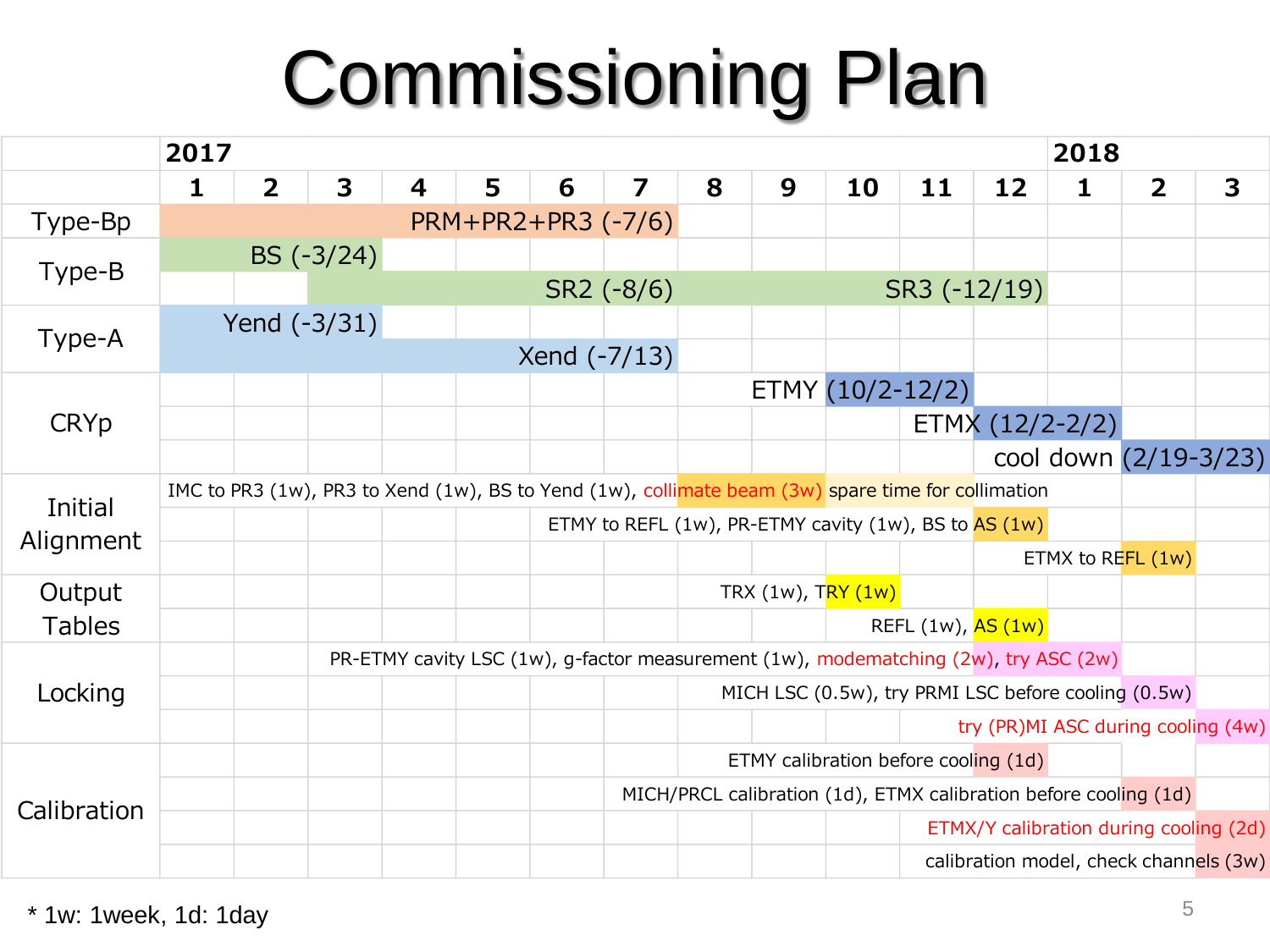# Commissioning Plan

| | 2017 | | | | | | | | | | | | 2018 | | |
|---|---|---|---|---|---|---|---|---|---|---|---|---|---|---|---|
| | 1 | 2 | 3 | 4 | 5 | 6 | 7 | 8 | 9 | 10 | 11 | 12 | 1 | 2 | 3 |
| Type-Bp | PRM+PR2+PR3 (-7/6) | | | | | | | | | | | | | | |
| Type-B | BS (-3/24) | | | | | | | | | | | | | | |
| | | | SR2 (-8/6) | | | | | | SR3 (-12/19) | | | | | | |
| Type-A | Yend (-3/31) | | | | | | | | | | | | | | |
| | Xend (-7/13) | | | | | | | | | | | | | | |
| CRYp | | | | | | | | | ETMY (10/2-12/2) | | | | | | |
| | | | | | | | | | | | ETMX (12/2-2/2) | | | | |
| | | | | | | | | | | | | cool down (2/19-3/23) | | | |
| Initial Alignment | IMC to PR3 (1w), PR3 to Xend (1w), BS to Yend (1w), collimate beam (3w) spare time for collimation | | | | | | | | | | | | | | |
| | | | | | ETMY to REFL (1w), PR-ETMY cavity (1w), BS to AS (1w) | | | | | | | | | | |
| | | | | | | | | | | | | ETMX to REFL (1w) | | | |
| Output Tables | | | | | | | | TRX (1w), TRY (1w) | | | | | | | |
| | | | | | | | | | REFL (1w), AS (1w) | | | | | | |
| Locking | | | PR-ETMY cavity LSC (1w), g-factor measurement (1w), modematching (2w), try ASC (2w) | | | | | | | | | | | | |
| | | | | | | | MICH LSC (0.5w), try PRMI LSC before cooling (0.5w) | | | | | | | | |
| | | | | | | | | | | | try (PR)MI ASC during cooling (4w) | | | | |
| Calibration | | | | | | | | ETMY calibration before cooling (1d) | | | | | | | |
| | | | | | | MICH/PRCL calibration (1d), ETMX calibration before cooling (1d) | | | | | | | | | |
| | | | | | | | | | | | ETMX/Y calibration during cooling (2d) | | | | |
| | | | | | | | | | | | calibration model, check channels (3w) | | | | |

* 1w: 1week, 1d: 1day